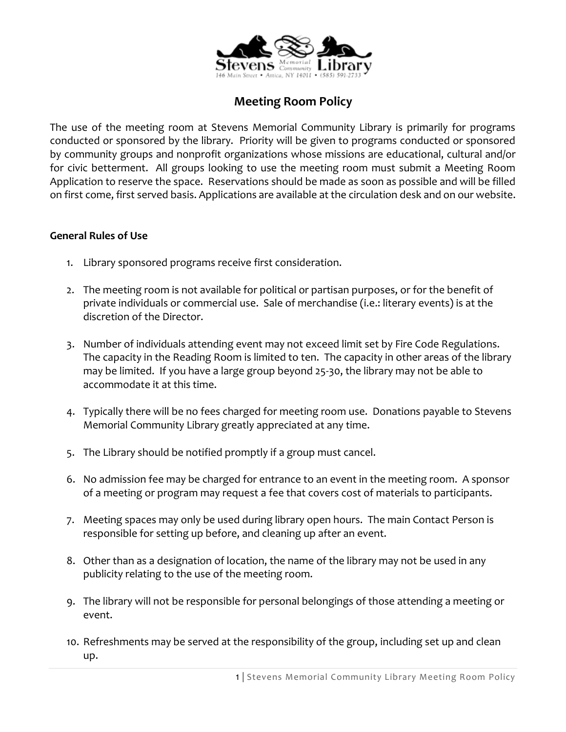Stevens Memorial Community Library
146 Main Street • Attica, NY 14011 • (585) 591-2733

# Meeting Room Policy

The use of the meeting room at Stevens Memorial Community Library is primarily for programs conducted or sponsored by the library. Priority will be given to programs conducted or sponsored by community groups and nonprofit organizations whose missions are educational, cultural and/or for civic betterment. All groups looking to use the meeting room must submit a Meeting Room Application to reserve the space. Reservations should be made as soon as possible and will be filled on first come, first served basis. Applications are available at the circulation desk and on our website.

**General Rules of Use**

1. Library sponsored programs receive first consideration.

2. The meeting room is not available for political or partisan purposes, or for the benefit of private individuals or commercial use. Sale of merchandise (i.e.: literary events) is at the discretion of the Director.

3. Number of individuals attending event may not exceed limit set by Fire Code Regulations. The capacity in the Reading Room is limited to ten. The capacity in other areas of the library may be limited. If you have a large group beyond 25-30, the library may not be able to accommodate it at this time.

4. Typically there will be no fees charged for meeting room use. Donations payable to Stevens Memorial Community Library greatly appreciated at any time.

5. The Library should be notified promptly if a group must cancel.

6. No admission fee may be charged for entrance to an event in the meeting room. A sponsor of a meeting or program may request a fee that covers cost of materials to participants.

7. Meeting spaces may only be used during library open hours. The main Contact Person is responsible for setting up before, and cleaning up after an event.

8. Other than as a designation of location, the name of the library may not be used in any publicity relating to the use of the meeting room.

9. The library will not be responsible for personal belongings of those attending a meeting or event.

10. Refreshments may be served at the responsibility of the group, including set up and clean up.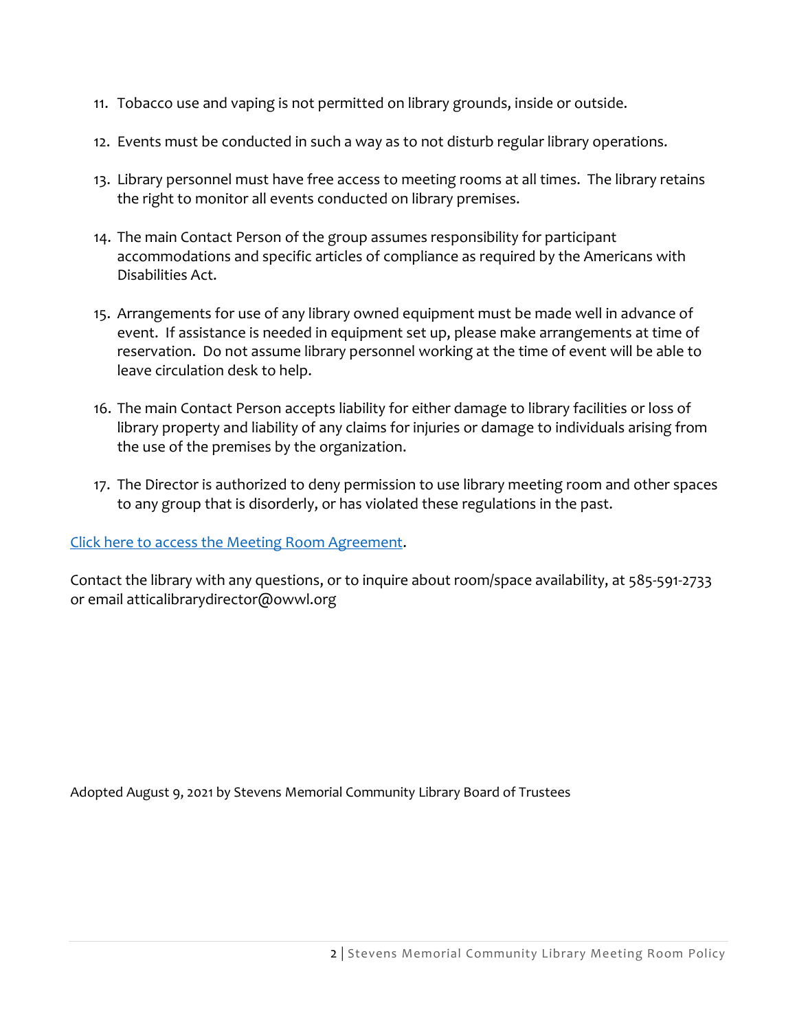11. Tobacco use and vaping is not permitted on library grounds, inside or outside.

12. Events must be conducted in such a way as to not disturb regular library operations.

13. Library personnel must have free access to meeting rooms at all times. The library retains the right to monitor all events conducted on library premises.

14. The main Contact Person of the group assumes responsibility for participant accommodations and specific articles of compliance as required by the Americans with Disabilities Act.

15. Arrangements for use of any library owned equipment must be made well in advance of event. If assistance is needed in equipment set up, please make arrangements at time of reservation. Do not assume library personnel working at the time of event will be able to leave circulation desk to help.

16. The main Contact Person accepts liability for either damage to library facilities or loss of library property and liability of any claims for injuries or damage to individuals arising from the use of the premises by the organization.

17. The Director is authorized to deny permission to use library meeting room and other spaces to any group that is disorderly, or has violated these regulations in the past.

Click here to access the Meeting Room Agreement.

Contact the library with any questions, or to inquire about room/space availability, at 585-591-2733 or email atticalibrarydirector@owwl.org

Adopted August 9, 2021 by Stevens Memorial Community Library Board of Trustees